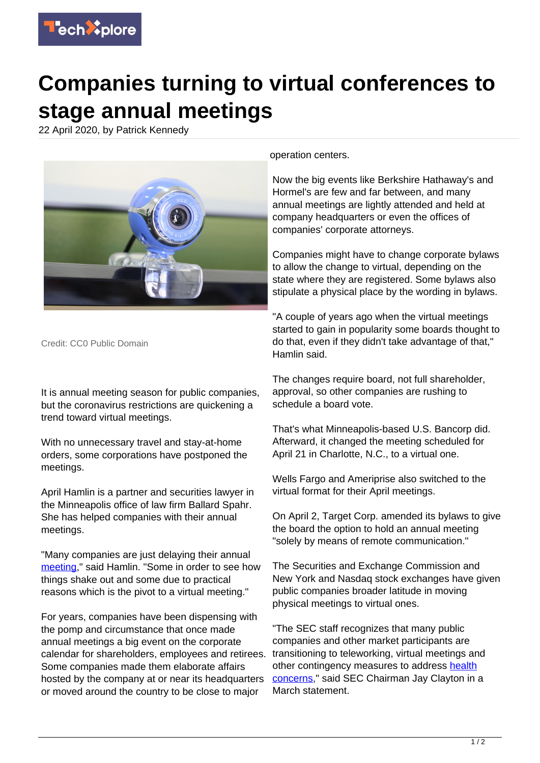# Companies turning to virtual conferences to stage annual meetings

22 April 2020, by Patrick Kennedy

Credit: CC0 Public Domain

It is annual meeting season for public companies, but the coronavirus restrictions are quickening a trend toward virtual meetings.

With no unnecessary travel and stay-at-home orders, some corporations have postponed the meetings.

April Hamlin is a partner and securities lawyer in the Minneapolis office of law firm Ballard Spahr. She has helped companies with their annual meetings.

"Many companies are just delaying their annual meeting," said Hamlin. "Some in order to see how things shake out and some due to practical reasons which is the pivot to a virtual meeting."

For years, companies have been dispensing with the pomp and circumstance that once made annual meetings a big event on the corporate calendar for shareholders, employees and retirees. Some companies made them elaborate affairs hosted by the company at or near its headquarters or moved around the country to be close to major operation centers.

Now the big events like Berkshire Hathaway's and Hormel's are few and far between, and many annual meetings are lightly attended and held at company headquarters or even the offices of companies' corporate attorneys.

Companies might have to change corporate bylaws to allow the change to virtual, depending on the state where they are registered. Some bylaws also stipulate a physical place by the wording in bylaws.

"A couple of years ago when the virtual meetings started to gain in popularity some boards thought to do that, even if they didn't take advantage of that," Hamlin said.

The changes require board, not full shareholder, approval, so other companies are rushing to schedule a board vote.

That's what Minneapolis-based U.S. Bancorp did. Afterward, it changed the meeting scheduled for April 21 in Charlotte, N.C., to a virtual one.

Wells Fargo and Ameriprise also switched to the virtual format for their April meetings.

On April 2, Target Corp. amended its bylaws to give the board the option to hold an annual meeting "solely by means of remote communication."

The Securities and Exchange Commission and New York and Nasdaq stock exchanges have given public companies broader latitude in moving physical meetings to virtual ones.

"The SEC staff recognizes that many public companies and other market participants are transitioning to teleworking, virtual meetings and other contingency measures to address health concerns," said SEC Chairman Jay Clayton in a March statement.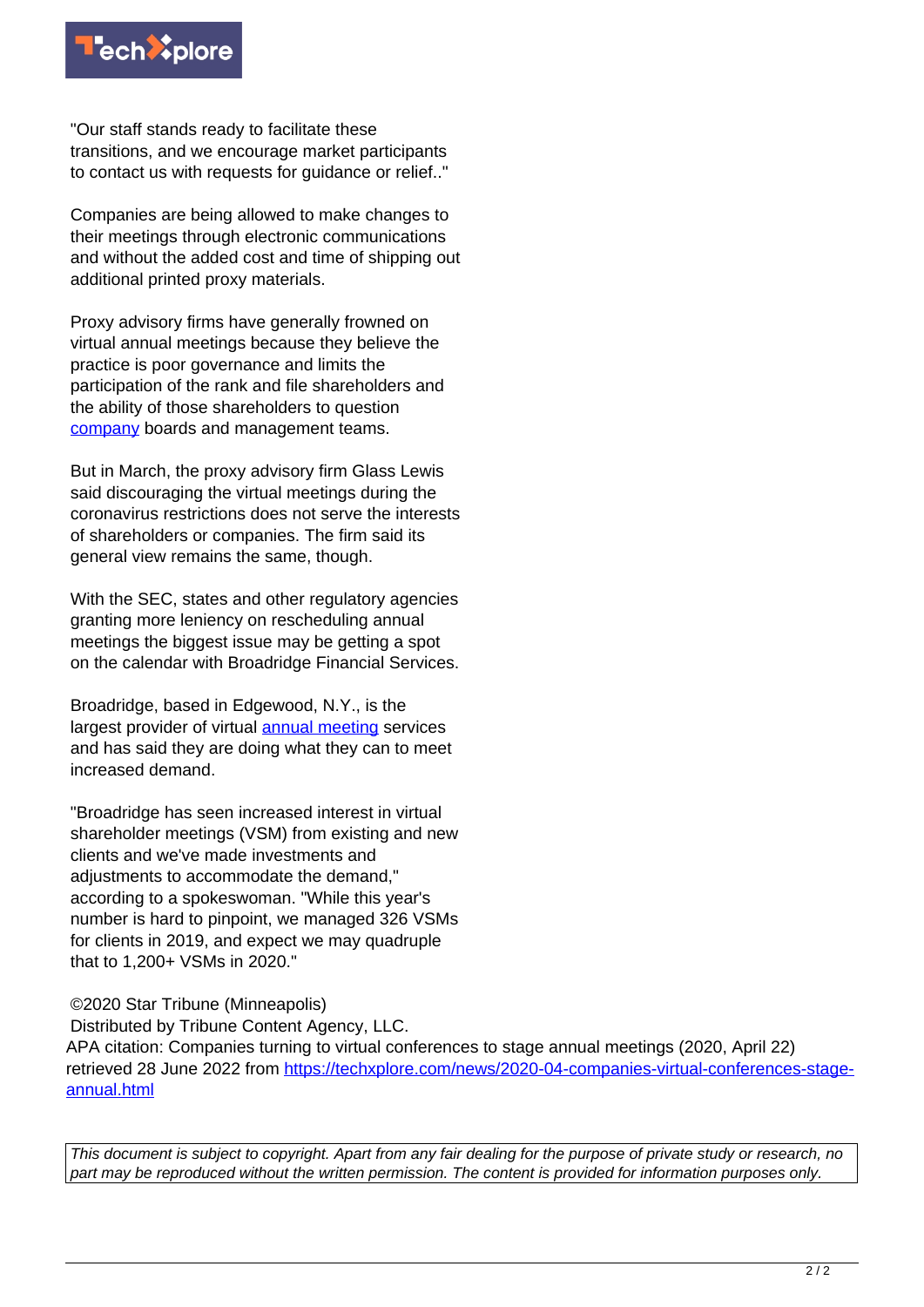"Our staff stands ready to facilitate these transitions, and we encourage market participants to contact us with requests for guidance or relief.."

Companies are being allowed to make changes to their meetings through electronic communications and without the added cost and time of shipping out additional printed proxy materials.

Proxy advisory firms have generally frowned on virtual annual meetings because they believe the practice is poor governance and limits the participation of the rank and file shareholders and the ability of those shareholders to question company boards and management teams.

But in March, the proxy advisory firm Glass Lewis said discouraging the virtual meetings during the coronavirus restrictions does not serve the interests of shareholders or companies. The firm said its general view remains the same, though.

With the SEC, states and other regulatory agencies granting more leniency on rescheduling annual meetings the biggest issue may be getting a spot on the calendar with Broadridge Financial Services.

Broadridge, based in Edgewood, N.Y., is the largest provider of virtual annual meeting services and has said they are doing what they can to meet increased demand.

"Broadridge has seen increased interest in virtual shareholder meetings (VSM) from existing and new clients and we've made investments and adjustments to accommodate the demand," according to a spokeswoman. "While this year's number is hard to pinpoint, we managed 326 VSMs for clients in 2019, and expect we may quadruple that to 1,200+ VSMs in 2020."

©2020 Star Tribune (Minneapolis)
Distributed by Tribune Content Agency, LLC.

APA citation: Companies turning to virtual conferences to stage annual meetings (2020, April 22) retrieved 28 June 2022 from https://techxplore.com/news/2020-04-companies-virtual-conferences-stage-annual.html

*This document is subject to copyright. Apart from any fair dealing for the purpose of private study or research, no part may be reproduced without the written permission. The content is provided for information purposes only.*